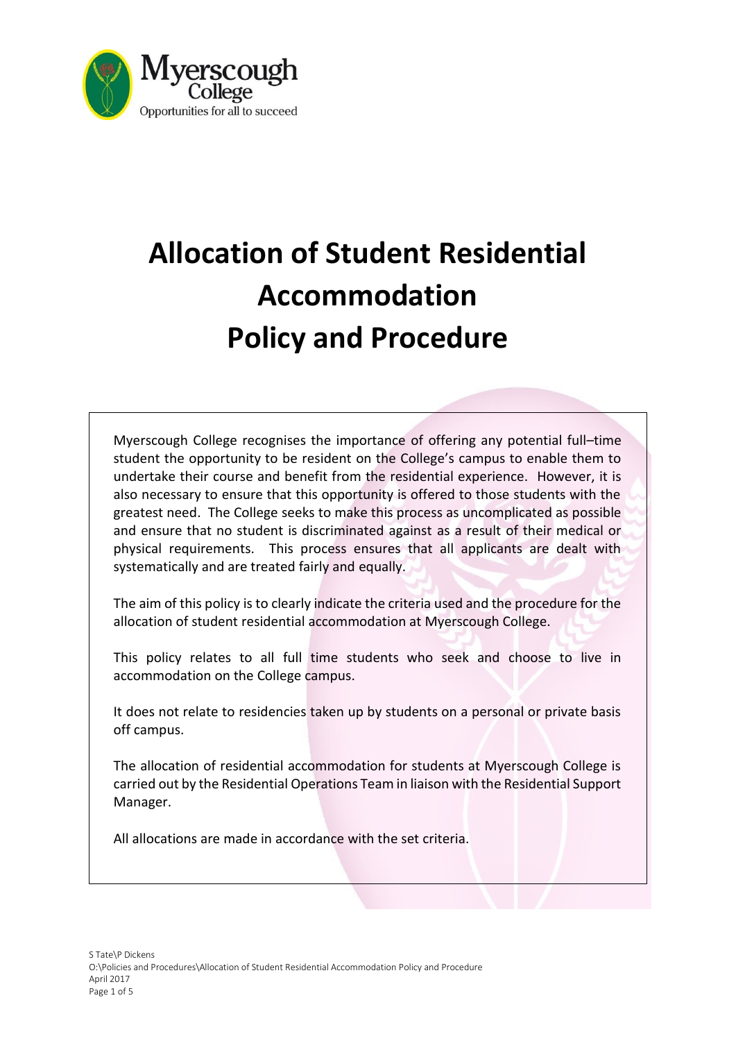# Allocation of Student Residential Accommodation Policy and Procedure

Myerscough College recognises the importance of offering any potential full–time student the opportunity to be resident on the College's campus to enable them to undertake their course and benefit from the residential experience. However, it is also necessary to ensure that this opportunity is offered to those students with the greatest need. The College seeks to make this process as uncomplicated as possible and ensure that no student is discriminated against as a result of their medical or physical requirements. This process ensures that all applicants are dealt with systematically and are treated fairly and equally.

The aim of this policy is to clearly indicate the criteria used and the procedure for the allocation of student residential accommodation at Myerscough College.

This policy relates to all full time students who seek and choose to live in accommodation on the College campus.

It does not relate to residencies taken up by students on a personal or private basis off campus.

The allocation of residential accommodation for students at Myerscough College is carried out by the Residential Operations Team in liaison with the Residential Support Manager.

All allocations are made in accordance with the set criteria.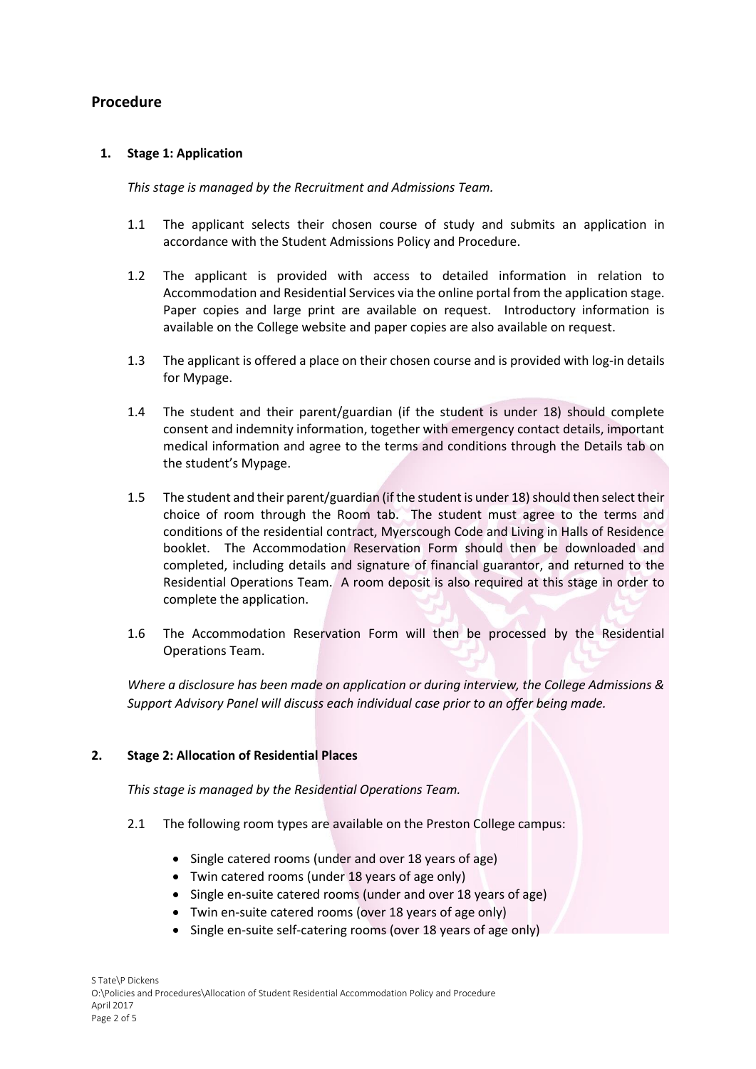## Procedure

### 1. Stage 1: Application

*This stage is managed by the Recruitment and Admissions Team.*

1.1 The applicant selects their chosen course of study and submits an application in accordance with the Student Admissions Policy and Procedure.

1.2 The applicant is provided with access to detailed information in relation to Accommodation and Residential Services via the online portal from the application stage. Paper copies and large print are available on request. Introductory information is available on the College website and paper copies are also available on request.

1.3 The applicant is offered a place on their chosen course and is provided with log-in details for Mypage.

1.4 The student and their parent/guardian (if the student is under 18) should complete consent and indemnity information, together with emergency contact details, important medical information and agree to the terms and conditions through the Details tab on the student's Mypage.

1.5 The student and their parent/guardian (if the student is under 18) should then select their choice of room through the Room tab. The student must agree to the terms and conditions of the residential contract, Myerscough Code and Living in Halls of Residence booklet. The Accommodation Reservation Form should then be downloaded and completed, including details and signature of financial guarantor, and returned to the Residential Operations Team. A room deposit is also required at this stage in order to complete the application.

1.6 The Accommodation Reservation Form will then be processed by the Residential Operations Team.

*Where a disclosure has been made on application or during interview, the College Admissions & Support Advisory Panel will discuss each individual case prior to an offer being made.*

### 2. Stage 2: Allocation of Residential Places

*This stage is managed by the Residential Operations Team.*

2.1 The following room types are available on the Preston College campus:

- Single catered rooms (under and over 18 years of age)
- Twin catered rooms (under 18 years of age only)
- Single en-suite catered rooms (under and over 18 years of age)
- Twin en-suite catered rooms (over 18 years of age only)
- Single en-suite self-catering rooms (over 18 years of age only)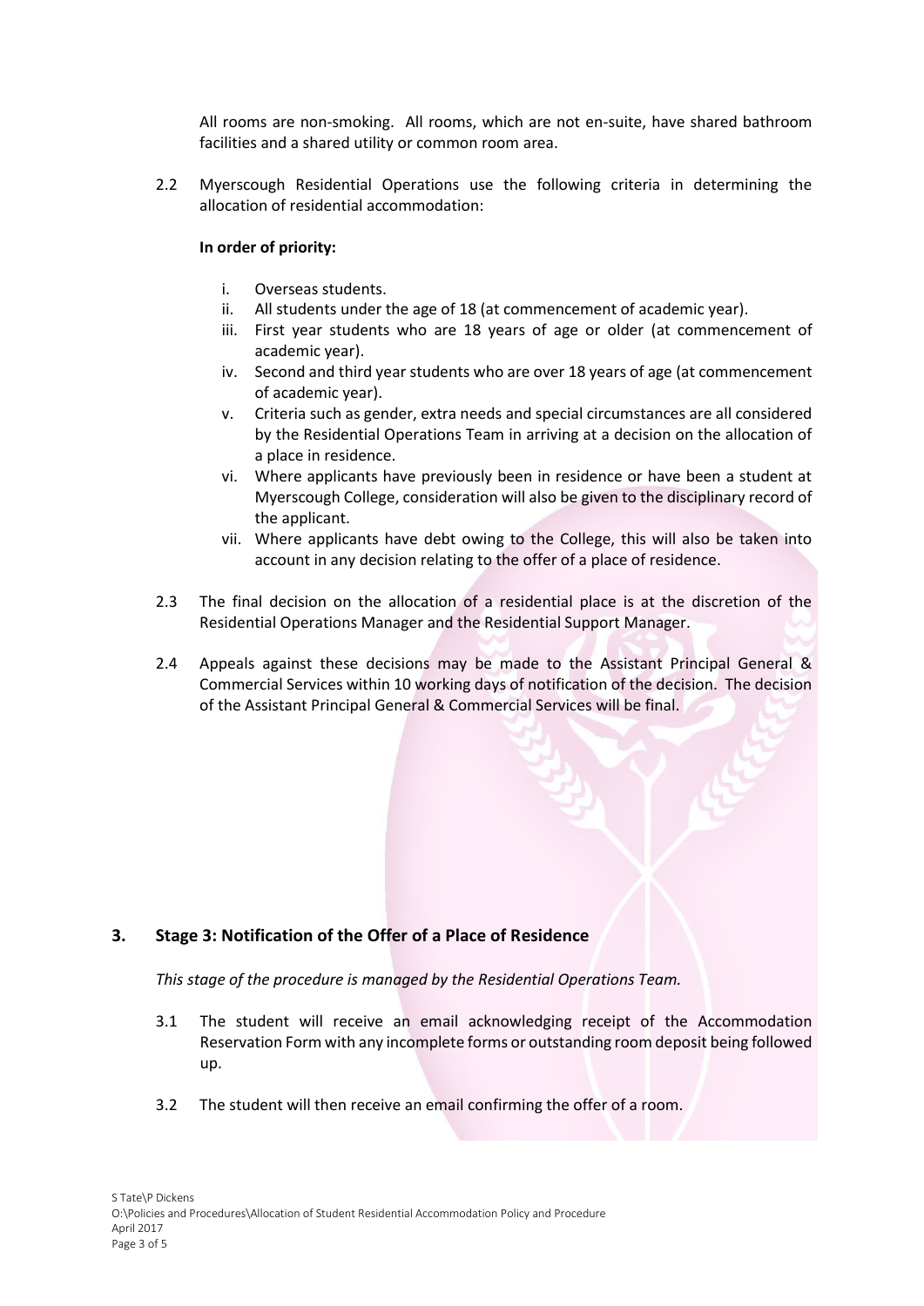All rooms are non-smoking. All rooms, which are not en-suite, have shared bathroom facilities and a shared utility or common room area.

2.2 Myerscough Residential Operations use the following criteria in determining the allocation of residential accommodation:

**In order of priority:**

i. Overseas students.
ii. All students under the age of 18 (at commencement of academic year).
iii. First year students who are 18 years of age or older (at commencement of academic year).
iv. Second and third year students who are over 18 years of age (at commencement of academic year).
v. Criteria such as gender, extra needs and special circumstances are all considered by the Residential Operations Team in arriving at a decision on the allocation of a place in residence.
vi. Where applicants have previously been in residence or have been a student at Myerscough College, consideration will also be given to the disciplinary record of the applicant.
vii. Where applicants have debt owing to the College, this will also be taken into account in any decision relating to the offer of a place of residence.

2.3 The final decision on the allocation of a residential place is at the discretion of the Residential Operations Manager and the Residential Support Manager.

2.4 Appeals against these decisions may be made to the Assistant Principal General & Commercial Services within 10 working days of notification of the decision. The decision of the Assistant Principal General & Commercial Services will be final.

## 3. Stage 3: Notification of the Offer of a Place of Residence

*This stage of the procedure is managed by the Residential Operations Team.*

3.1 The student will receive an email acknowledging receipt of the Accommodation Reservation Form with any incomplete forms or outstanding room deposit being followed up.

3.2 The student will then receive an email confirming the offer of a room.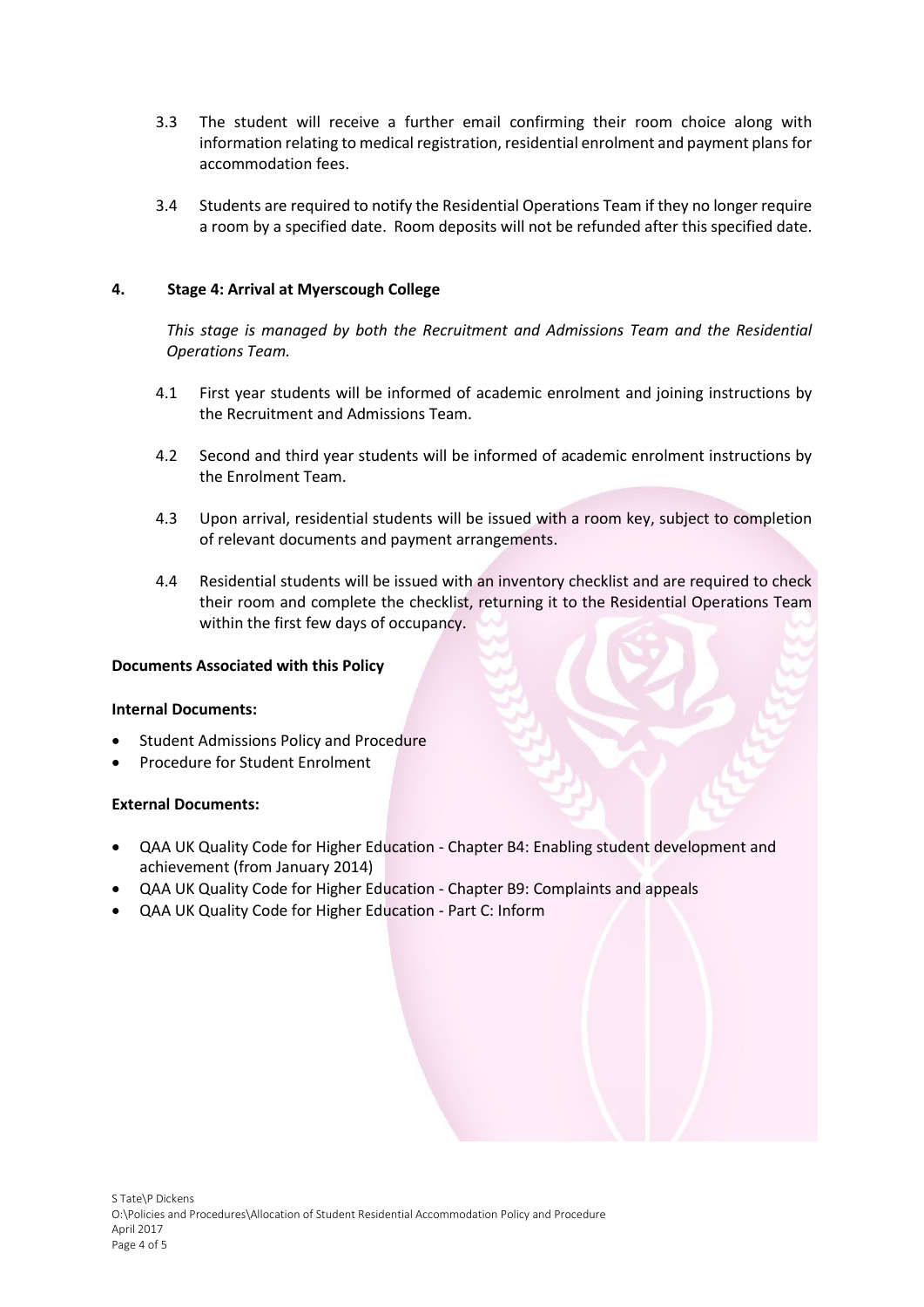3.3 The student will receive a further email confirming their room choice along with information relating to medical registration, residential enrolment and payment plans for accommodation fees.

3.4 Students are required to notify the Residential Operations Team if they no longer require a room by a specified date. Room deposits will not be refunded after this specified date.

## 4. Stage 4: Arrival at Myerscough College

*This stage is managed by both the Recruitment and Admissions Team and the Residential Operations Team.*

4.1 First year students will be informed of academic enrolment and joining instructions by the Recruitment and Admissions Team.

4.2 Second and third year students will be informed of academic enrolment instructions by the Enrolment Team.

4.3 Upon arrival, residential students will be issued with a room key, subject to completion of relevant documents and payment arrangements.

4.4 Residential students will be issued with an inventory checklist and are required to check their room and complete the checklist, returning it to the Residential Operations Team within the first few days of occupancy.

**Documents Associated with this Policy**

**Internal Documents:**

- Student Admissions Policy and Procedure
- Procedure for Student Enrolment

**External Documents:**

- QAA UK Quality Code for Higher Education - Chapter B4: Enabling student development and achievement (from January 2014)
- QAA UK Quality Code for Higher Education - Chapter B9: Complaints and appeals
- QAA UK Quality Code for Higher Education - Part C: Inform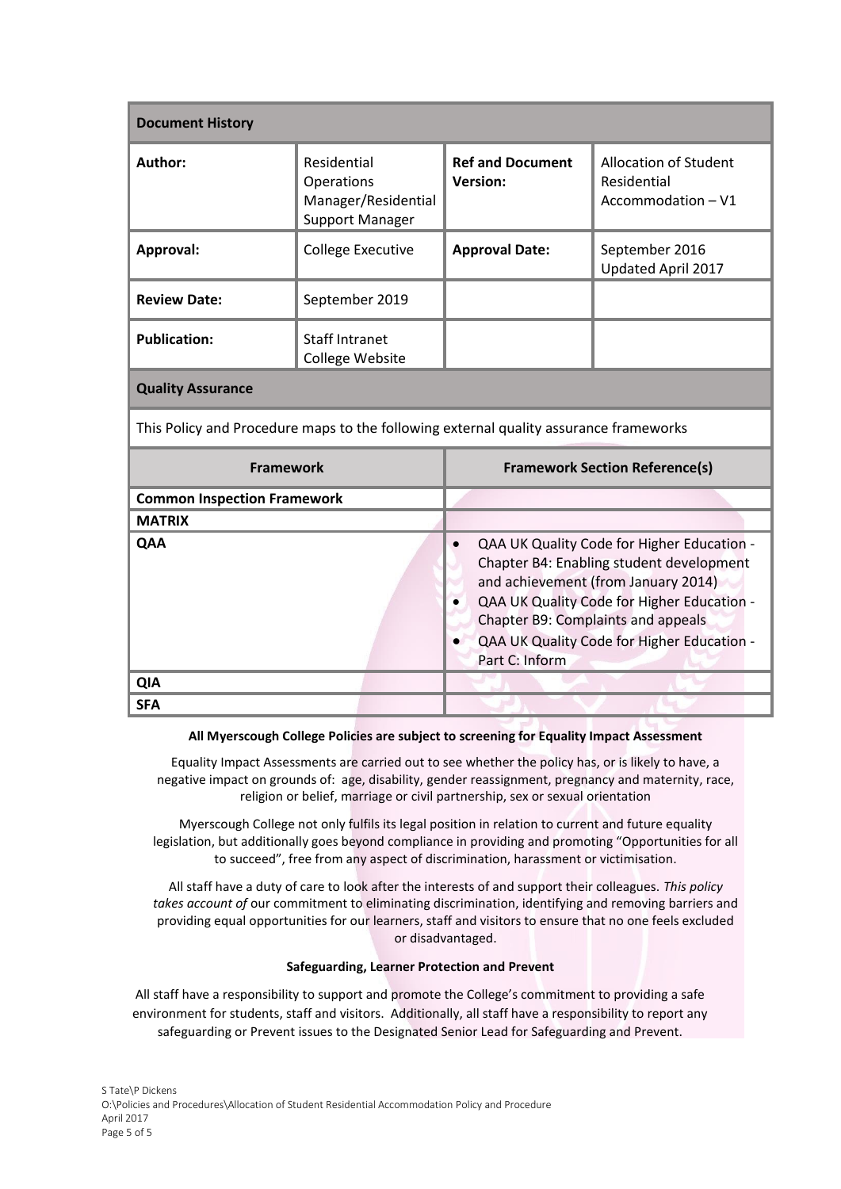| Document History | | | |
|---|---|---|---|
| **Author:** | Residential Operations Manager/Residential Support Manager | **Ref and Document Version:** | Allocation of Student Residential Accommodation – V1 |
| **Approval:** | College Executive | **Approval Date:** | September 2016<br>Updated April 2017 |
| **Review Date:** | September 2019 | | |
| **Publication:** | Staff Intranet<br>College Website | | |

**Quality Assurance**

This Policy and Procedure maps to the following external quality assurance frameworks

| Framework | Framework Section Reference(s) |
|---|---|
| **Common Inspection Framework** | |
| **MATRIX** | |
| **QAA** | • QAA UK Quality Code for Higher Education - Chapter B4: Enabling student development and achievement (from January 2014)<br>• QAA UK Quality Code for Higher Education - Chapter B9: Complaints and appeals<br>• QAA UK Quality Code for Higher Education - Part C: Inform |
| **QIA** | |
| **SFA** | |

**All Myerscough College Policies are subject to screening for Equality Impact Assessment**

Equality Impact Assessments are carried out to see whether the policy has, or is likely to have, a negative impact on grounds of: age, disability, gender reassignment, pregnancy and maternity, race, religion or belief, marriage or civil partnership, sex or sexual orientation

Myerscough College not only fulfils its legal position in relation to current and future equality legislation, but additionally goes beyond compliance in providing and promoting "Opportunities for all to succeed", free from any aspect of discrimination, harassment or victimisation.

All staff have a duty of care to look after the interests of and support their colleagues. *This policy takes account of* our commitment to eliminating discrimination, identifying and removing barriers and providing equal opportunities for our learners, staff and visitors to ensure that no one feels excluded or disadvantaged.

**Safeguarding, Learner Protection and Prevent**

All staff have a responsibility to support and promote the College's commitment to providing a safe environment for students, staff and visitors. Additionally, all staff have a responsibility to report any safeguarding or Prevent issues to the Designated Senior Lead for Safeguarding and Prevent.